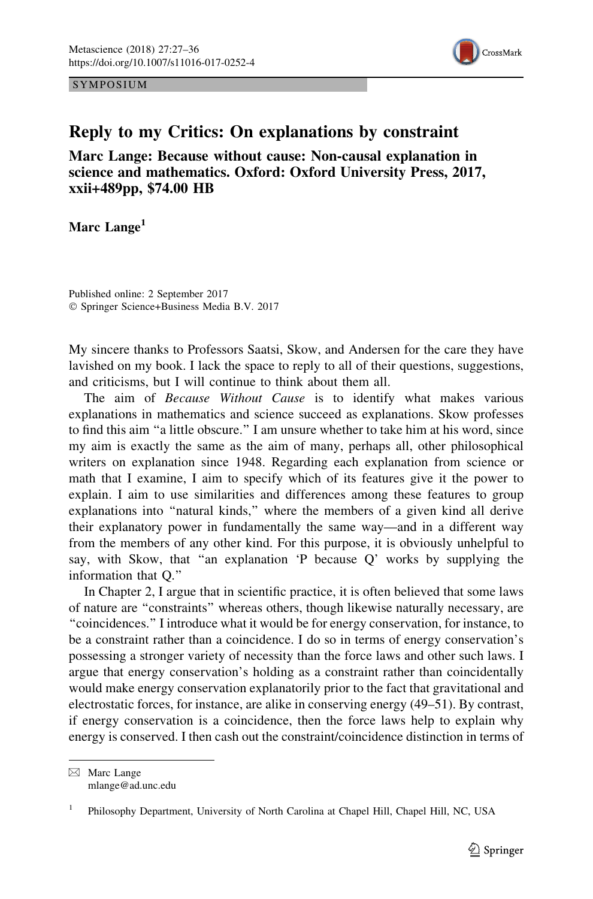SYMPOSIUM

# Reply to my Critics: On explanations by constraint

**Marc Lange: Because without cause: Non-causal explanation in science and mathematics. Oxford: Oxford University Press, 2017, xxii+489pp, $74.00 HB**

**Marc Lange**[1]

Published online: 2 September 2017
© Springer Science+Business Media B.V. 2017

My sincere thanks to Professors Saatsi, Skow, and Andersen for the care they have lavished on my book. I lack the space to reply to all of their questions, suggestions, and criticisms, but I will continue to think about them all.

The aim of *Because Without Cause* is to identify what makes various explanations in mathematics and science succeed as explanations. Skow professes to find this aim "a little obscure." I am unsure whether to take him at his word, since my aim is exactly the same as the aim of many, perhaps all, other philosophical writers on explanation since 1948. Regarding each explanation from science or math that I examine, I aim to specify which of its features give it the power to explain. I aim to use similarities and differences among these features to group explanations into "natural kinds," where the members of a given kind all derive their explanatory power in fundamentally the same way—and in a different way from the members of any other kind. For this purpose, it is obviously unhelpful to say, with Skow, that "an explanation 'P because Q' works by supplying the information that Q."

In Chapter 2, I argue that in scientific practice, it is often believed that some laws of nature are "constraints" whereas others, though likewise naturally necessary, are "coincidences." I introduce what it would be for energy conservation, for instance, to be a constraint rather than a coincidence. I do so in terms of energy conservation's possessing a stronger variety of necessity than the force laws and other such laws. I argue that energy conservation's holding as a constraint rather than coincidentally would make energy conservation explanatorily prior to the fact that gravitational and electrostatic forces, for instance, are alike in conserving energy (49–51). By contrast, if energy conservation is a coincidence, then the force laws help to explain why energy is conserved. I then cash out the constraint/coincidence distinction in terms of

---

✉ Marc Lange
mlange@ad.unc.edu

[1] Philosophy Department, University of North Carolina at Chapel Hill, Chapel Hill, NC, USA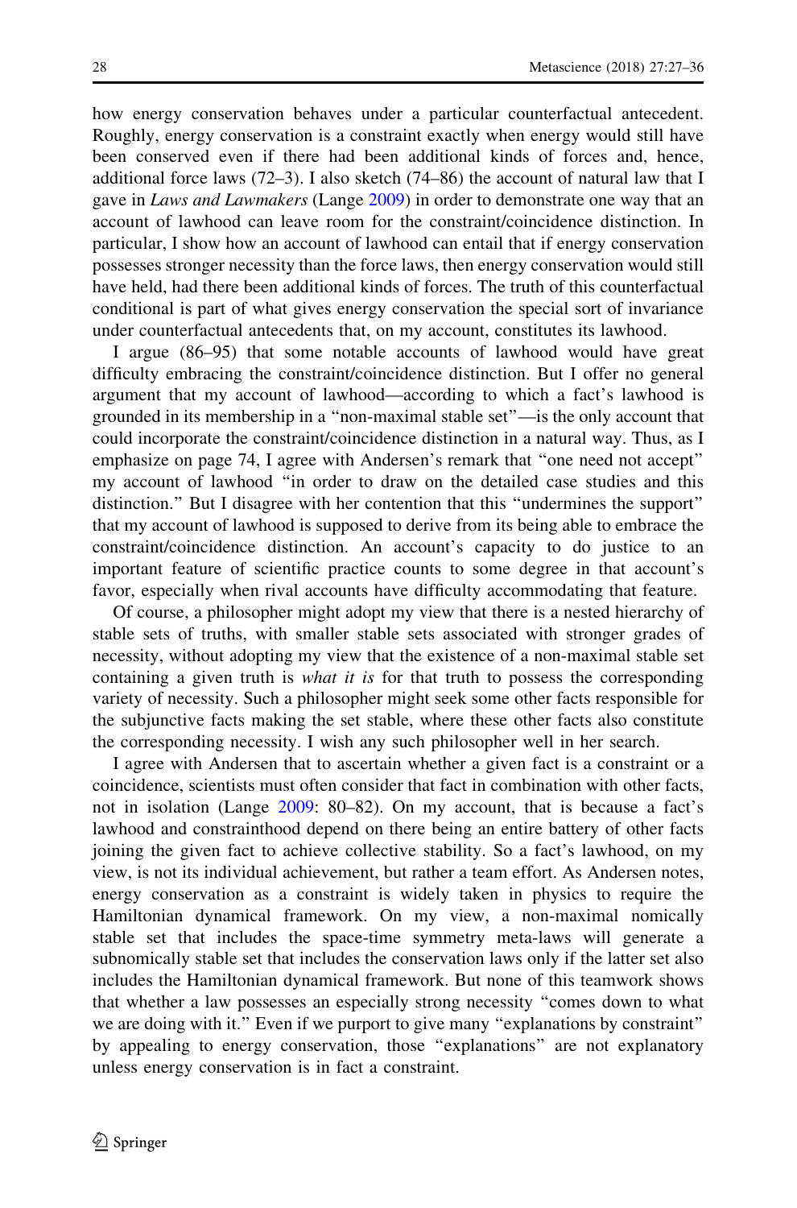how energy conservation behaves under a particular counterfactual antecedent. Roughly, energy conservation is a constraint exactly when energy would still have been conserved even if there had been additional kinds of forces and, hence, additional force laws (72–3). I also sketch (74–86) the account of natural law that I gave in *Laws and Lawmakers* (Lange 2009) in order to demonstrate one way that an account of lawhood can leave room for the constraint/coincidence distinction. In particular, I show how an account of lawhood can entail that if energy conservation possesses stronger necessity than the force laws, then energy conservation would still have held, had there been additional kinds of forces. The truth of this counterfactual conditional is part of what gives energy conservation the special sort of invariance under counterfactual antecedents that, on my account, constitutes its lawhood.

I argue (86–95) that some notable accounts of lawhood would have great difficulty embracing the constraint/coincidence distinction. But I offer no general argument that my account of lawhood—according to which a fact's lawhood is grounded in its membership in a "non-maximal stable set"—is the only account that could incorporate the constraint/coincidence distinction in a natural way. Thus, as I emphasize on page 74, I agree with Andersen's remark that "one need not accept" my account of lawhood "in order to draw on the detailed case studies and this distinction." But I disagree with her contention that this "undermines the support" that my account of lawhood is supposed to derive from its being able to embrace the constraint/coincidence distinction. An account's capacity to do justice to an important feature of scientific practice counts to some degree in that account's favor, especially when rival accounts have difficulty accommodating that feature.

Of course, a philosopher might adopt my view that there is a nested hierarchy of stable sets of truths, with smaller stable sets associated with stronger grades of necessity, without adopting my view that the existence of a non-maximal stable set containing a given truth is *what it is* for that truth to possess the corresponding variety of necessity. Such a philosopher might seek some other facts responsible for the subjunctive facts making the set stable, where these other facts also constitute the corresponding necessity. I wish any such philosopher well in her search.

I agree with Andersen that to ascertain whether a given fact is a constraint or a coincidence, scientists must often consider that fact in combination with other facts, not in isolation (Lange 2009: 80–82). On my account, that is because a fact's lawhood and constrainthood depend on there being an entire battery of other facts joining the given fact to achieve collective stability. So a fact's lawhood, on my view, is not its individual achievement, but rather a team effort. As Andersen notes, energy conservation as a constraint is widely taken in physics to require the Hamiltonian dynamical framework. On my view, a non-maximal nomically stable set that includes the space-time symmetry meta-laws will generate a subnomically stable set that includes the conservation laws only if the latter set also includes the Hamiltonian dynamical framework. But none of this teamwork shows that whether a law possesses an especially strong necessity "comes down to what we are doing with it." Even if we purport to give many "explanations by constraint" by appealing to energy conservation, those "explanations" are not explanatory unless energy conservation is in fact a constraint.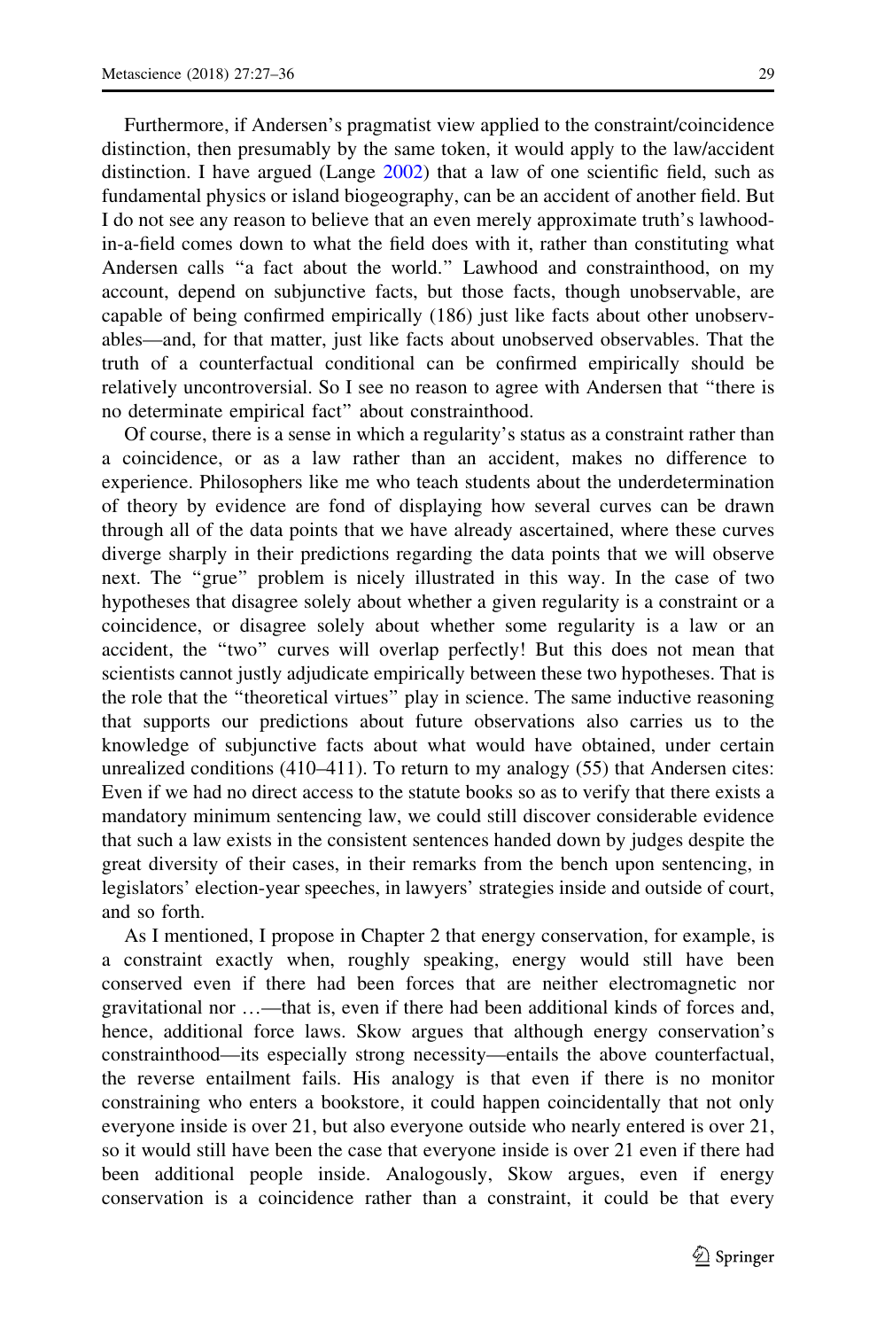Furthermore, if Andersen's pragmatist view applied to the constraint/coincidence distinction, then presumably by the same token, it would apply to the law/accident distinction. I have argued (Lange 2002) that a law of one scientific field, such as fundamental physics or island biogeography, can be an accident of another field. But I do not see any reason to believe that an even merely approximate truth's lawhood-in-a-field comes down to what the field does with it, rather than constituting what Andersen calls "a fact about the world." Lawhood and constrainthood, on my account, depend on subjunctive facts, but those facts, though unobservable, are capable of being confirmed empirically (186) just like facts about other unobservables—and, for that matter, just like facts about unobserved observables. That the truth of a counterfactual conditional can be confirmed empirically should be relatively uncontroversial. So I see no reason to agree with Andersen that "there is no determinate empirical fact" about constrainthood.

Of course, there is a sense in which a regularity's status as a constraint rather than a coincidence, or as a law rather than an accident, makes no difference to experience. Philosophers like me who teach students about the underdetermination of theory by evidence are fond of displaying how several curves can be drawn through all of the data points that we have already ascertained, where these curves diverge sharply in their predictions regarding the data points that we will observe next. The "grue" problem is nicely illustrated in this way. In the case of two hypotheses that disagree solely about whether a given regularity is a constraint or a coincidence, or disagree solely about whether some regularity is a law or an accident, the "two" curves will overlap perfectly! But this does not mean that scientists cannot justly adjudicate empirically between these two hypotheses. That is the role that the "theoretical virtues" play in science. The same inductive reasoning that supports our predictions about future observations also carries us to the knowledge of subjunctive facts about what would have obtained, under certain unrealized conditions (410–411). To return to my analogy (55) that Andersen cites: Even if we had no direct access to the statute books so as to verify that there exists a mandatory minimum sentencing law, we could still discover considerable evidence that such a law exists in the consistent sentences handed down by judges despite the great diversity of their cases, in their remarks from the bench upon sentencing, in legislators' election-year speeches, in lawyers' strategies inside and outside of court, and so forth.

As I mentioned, I propose in Chapter 2 that energy conservation, for example, is a constraint exactly when, roughly speaking, energy would still have been conserved even if there had been forces that are neither electromagnetic nor gravitational nor …—that is, even if there had been additional kinds of forces and, hence, additional force laws. Skow argues that although energy conservation's constrainthood—its especially strong necessity—entails the above counterfactual, the reverse entailment fails. His analogy is that even if there is no monitor constraining who enters a bookstore, it could happen coincidentally that not only everyone inside is over 21, but also everyone outside who nearly entered is over 21, so it would still have been the case that everyone inside is over 21 even if there had been additional people inside. Analogously, Skow argues, even if energy conservation is a coincidence rather than a constraint, it could be that every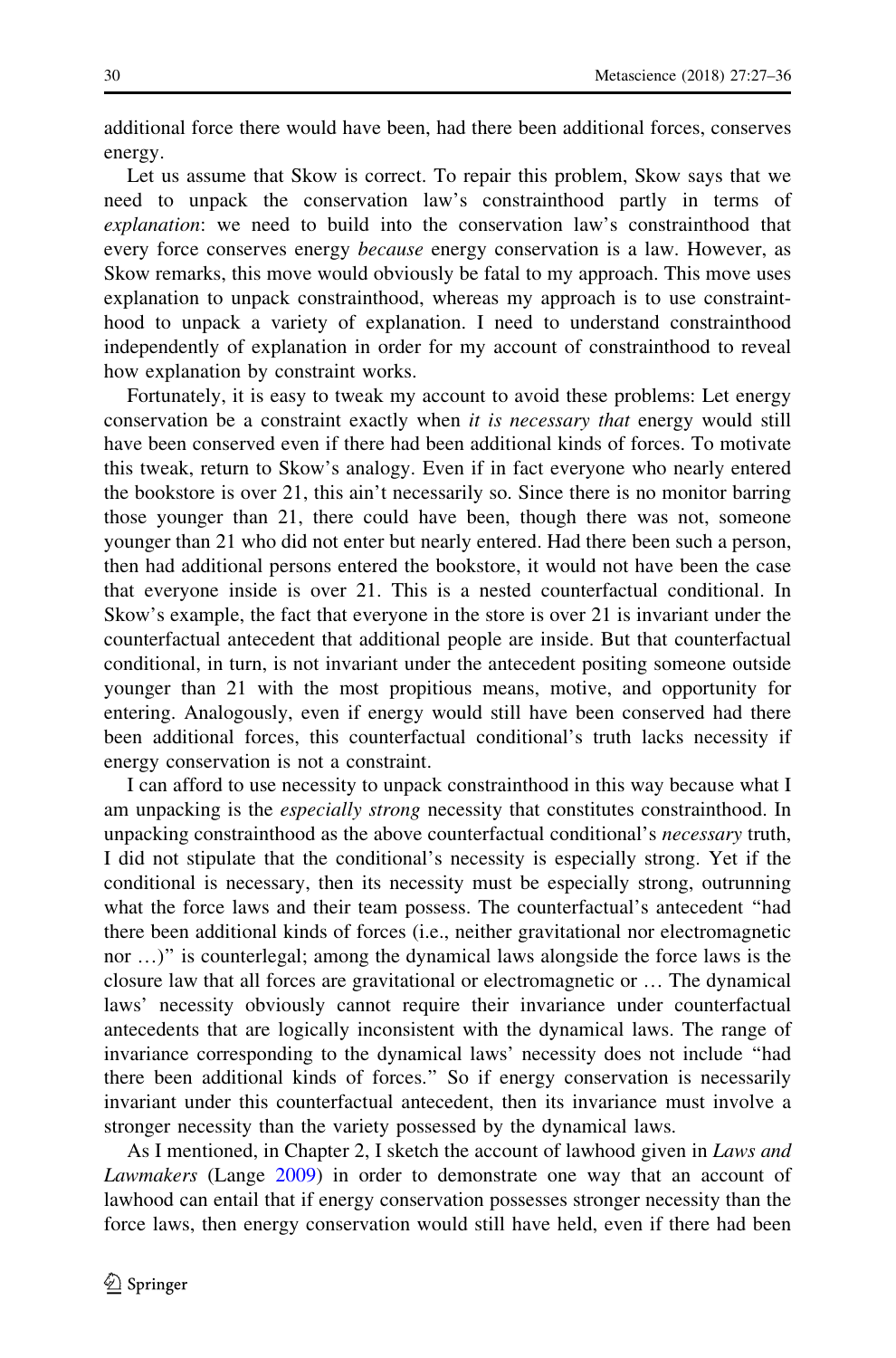additional force there would have been, had there been additional forces, conserves energy.

Let us assume that Skow is correct. To repair this problem, Skow says that we need to unpack the conservation law's constrainthood partly in terms of *explanation*: we need to build into the conservation law's constrainthood that every force conserves energy *because* energy conservation is a law. However, as Skow remarks, this move would obviously be fatal to my approach. This move uses explanation to unpack constrainthood, whereas my approach is to use constrainthood to unpack a variety of explanation. I need to understand constrainthood independently of explanation in order for my account of constrainthood to reveal how explanation by constraint works.

Fortunately, it is easy to tweak my account to avoid these problems: Let energy conservation be a constraint exactly when *it is necessary that* energy would still have been conserved even if there had been additional kinds of forces. To motivate this tweak, return to Skow's analogy. Even if in fact everyone who nearly entered the bookstore is over 21, this ain't necessarily so. Since there is no monitor barring those younger than 21, there could have been, though there was not, someone younger than 21 who did not enter but nearly entered. Had there been such a person, then had additional persons entered the bookstore, it would not have been the case that everyone inside is over 21. This is a nested counterfactual conditional. In Skow's example, the fact that everyone in the store is over 21 is invariant under the counterfactual antecedent that additional people are inside. But that counterfactual conditional, in turn, is not invariant under the antecedent positing someone outside younger than 21 with the most propitious means, motive, and opportunity for entering. Analogously, even if energy would still have been conserved had there been additional forces, this counterfactual conditional's truth lacks necessity if energy conservation is not a constraint.

I can afford to use necessity to unpack constrainthood in this way because what I am unpacking is the *especially strong* necessity that constitutes constrainthood. In unpacking constrainthood as the above counterfactual conditional's *necessary* truth, I did not stipulate that the conditional's necessity is especially strong. Yet if the conditional is necessary, then its necessity must be especially strong, outrunning what the force laws and their team possess. The counterfactual's antecedent "had there been additional kinds of forces (i.e., neither gravitational nor electromagnetic nor …)" is counterlegal; among the dynamical laws alongside the force laws is the closure law that all forces are gravitational or electromagnetic or … The dynamical laws' necessity obviously cannot require their invariance under counterfactual antecedents that are logically inconsistent with the dynamical laws. The range of invariance corresponding to the dynamical laws' necessity does not include "had there been additional kinds of forces." So if energy conservation is necessarily invariant under this counterfactual antecedent, then its invariance must involve a stronger necessity than the variety possessed by the dynamical laws.

As I mentioned, in Chapter 2, I sketch the account of lawhood given in *Laws and Lawmakers* (Lange 2009) in order to demonstrate one way that an account of lawhood can entail that if energy conservation possesses stronger necessity than the force laws, then energy conservation would still have held, even if there had been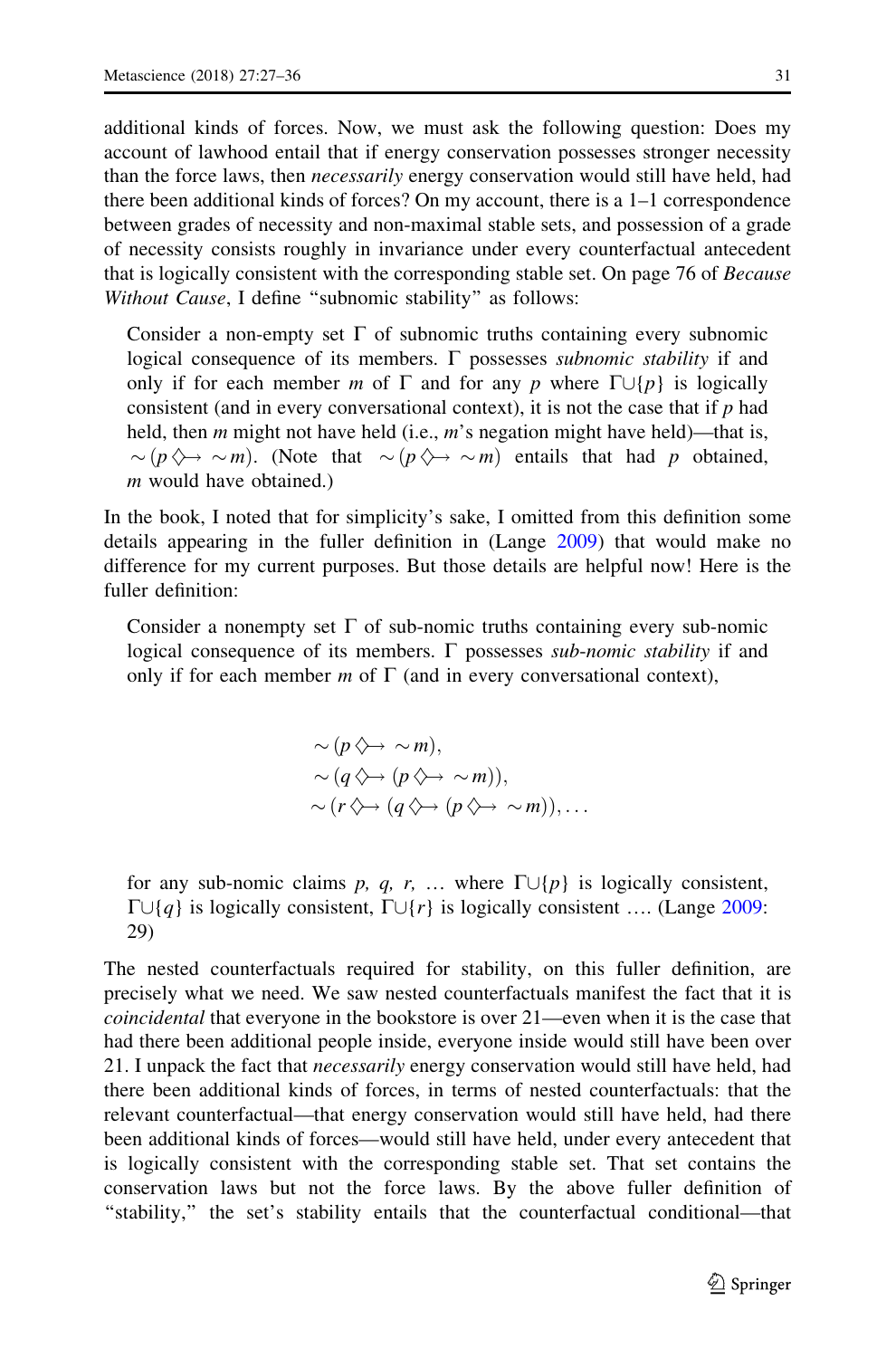additional kinds of forces. Now, we must ask the following question: Does my account of lawhood entail that if energy conservation possesses stronger necessity than the force laws, then *necessarily* energy conservation would still have held, had there been additional kinds of forces? On my account, there is a 1–1 correspondence between grades of necessity and non-maximal stable sets, and possession of a grade of necessity consists roughly in invariance under every counterfactual antecedent that is logically consistent with the corresponding stable set. On page 76 of *Because Without Cause*, I define "subnomic stability" as follows:

> Consider a non-empty set Γ of subnomic truths containing every subnomic logical consequence of its members. Γ possesses *subnomic stability* if and only if for each member *m* of Γ and for any *p* where Γ∪{*p*} is logically consistent (and in every conversational context), it is not the case that if *p* had held, then *m* might not have held (i.e., *m*'s negation might have held)—that is, $\sim(p \diamond\!\!\rightarrow \sim m)$. (Note that $\sim(p \diamond\!\!\rightarrow \sim m)$ entails that had *p* obtained, *m* would have obtained.)

In the book, I noted that for simplicity's sake, I omitted from this definition some details appearing in the fuller definition in (Lange 2009) that would make no difference for my current purposes. But those details are helpful now! Here is the fuller definition:

> Consider a nonempty set Γ of sub-nomic truths containing every sub-nomic logical consequence of its members. Γ possesses *sub-nomic stability* if and only if for each member *m* of Γ (and in every conversational context),
>
> $$\begin{aligned} &\sim(p \diamond\!\!\rightarrow \sim m), \\ &\sim(q \diamond\!\!\rightarrow (p \diamond\!\!\rightarrow \sim m)), \\ &\sim(r \diamond\!\!\rightarrow (q \diamond\!\!\rightarrow (p \diamond\!\!\rightarrow \sim m)), \ldots \end{aligned}$$
>
> for any sub-nomic claims *p, q, r,* … where Γ∪{*p*} is logically consistent, Γ∪{*q*} is logically consistent, Γ∪{*r*} is logically consistent …. (Lange 2009: 29)

The nested counterfactuals required for stability, on this fuller definition, are precisely what we need. We saw nested counterfactuals manifest the fact that it is *coincidental* that everyone in the bookstore is over 21—even when it is the case that had there been additional people inside, everyone inside would still have been over 21. I unpack the fact that *necessarily* energy conservation would still have held, had there been additional kinds of forces, in terms of nested counterfactuals: that the relevant counterfactual—that energy conservation would still have held, had there been additional kinds of forces—would still have held, under every antecedent that is logically consistent with the corresponding stable set. That set contains the conservation laws but not the force laws. By the above fuller definition of "stability," the set's stability entails that the counterfactual conditional—that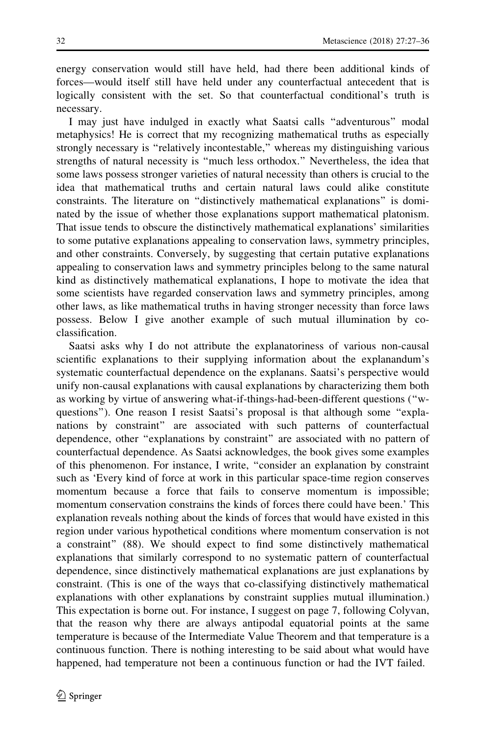energy conservation would still have held, had there been additional kinds of forces—would itself still have held under any counterfactual antecedent that is logically consistent with the set. So that counterfactual conditional's truth is necessary.

I may just have indulged in exactly what Saatsi calls "adventurous" modal metaphysics! He is correct that my recognizing mathematical truths as especially strongly necessary is "relatively incontestable," whereas my distinguishing various strengths of natural necessity is "much less orthodox." Nevertheless, the idea that some laws possess stronger varieties of natural necessity than others is crucial to the idea that mathematical truths and certain natural laws could alike constitute constraints. The literature on "distinctively mathematical explanations" is dominated by the issue of whether those explanations support mathematical platonism. That issue tends to obscure the distinctively mathematical explanations' similarities to some putative explanations appealing to conservation laws, symmetry principles, and other constraints. Conversely, by suggesting that certain putative explanations appealing to conservation laws and symmetry principles belong to the same natural kind as distinctively mathematical explanations, I hope to motivate the idea that some scientists have regarded conservation laws and symmetry principles, among other laws, as like mathematical truths in having stronger necessity than force laws possess. Below I give another example of such mutual illumination by co-classification.

Saatsi asks why I do not attribute the explanatoriness of various non-causal scientific explanations to their supplying information about the explanandum's systematic counterfactual dependence on the explanans. Saatsi's perspective would unify non-causal explanations with causal explanations by characterizing them both as working by virtue of answering what-if-things-had-been-different questions ("w-questions"). One reason I resist Saatsi's proposal is that although some "explanations by constraint" are associated with such patterns of counterfactual dependence, other "explanations by constraint" are associated with no pattern of counterfactual dependence. As Saatsi acknowledges, the book gives some examples of this phenomenon. For instance, I write, "consider an explanation by constraint such as 'Every kind of force at work in this particular space-time region conserves momentum because a force that fails to conserve momentum is impossible; momentum conservation constrains the kinds of forces there could have been.' This explanation reveals nothing about the kinds of forces that would have existed in this region under various hypothetical conditions where momentum conservation is not a constraint" (88). We should expect to find some distinctively mathematical explanations that similarly correspond to no systematic pattern of counterfactual dependence, since distinctively mathematical explanations are just explanations by constraint. (This is one of the ways that co-classifying distinctively mathematical explanations with other explanations by constraint supplies mutual illumination.) This expectation is borne out. For instance, I suggest on page 7, following Colyvan, that the reason why there are always antipodal equatorial points at the same temperature is because of the Intermediate Value Theorem and that temperature is a continuous function. There is nothing interesting to be said about what would have happened, had temperature not been a continuous function or had the IVT failed.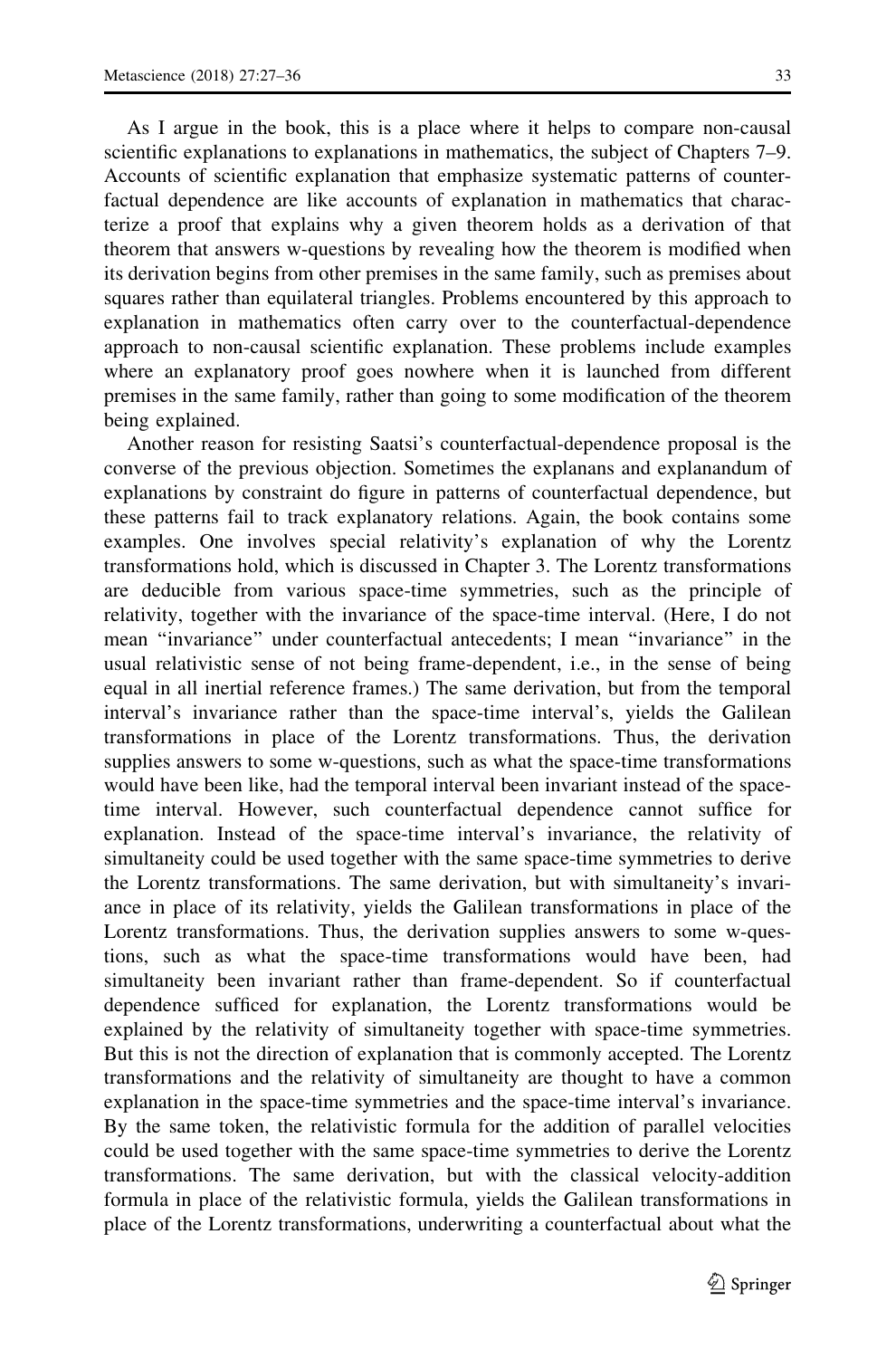As I argue in the book, this is a place where it helps to compare non-causal scientific explanations to explanations in mathematics, the subject of Chapters 7–9. Accounts of scientific explanation that emphasize systematic patterns of counterfactual dependence are like accounts of explanation in mathematics that characterize a proof that explains why a given theorem holds as a derivation of that theorem that answers w-questions by revealing how the theorem is modified when its derivation begins from other premises in the same family, such as premises about squares rather than equilateral triangles. Problems encountered by this approach to explanation in mathematics often carry over to the counterfactual-dependence approach to non-causal scientific explanation. These problems include examples where an explanatory proof goes nowhere when it is launched from different premises in the same family, rather than going to some modification of the theorem being explained.

Another reason for resisting Saatsi's counterfactual-dependence proposal is the converse of the previous objection. Sometimes the explanans and explanandum of explanations by constraint do figure in patterns of counterfactual dependence, but these patterns fail to track explanatory relations. Again, the book contains some examples. One involves special relativity's explanation of why the Lorentz transformations hold, which is discussed in Chapter 3. The Lorentz transformations are deducible from various space-time symmetries, such as the principle of relativity, together with the invariance of the space-time interval. (Here, I do not mean "invariance" under counterfactual antecedents; I mean "invariance" in the usual relativistic sense of not being frame-dependent, i.e., in the sense of being equal in all inertial reference frames.) The same derivation, but from the temporal interval's invariance rather than the space-time interval's, yields the Galilean transformations in place of the Lorentz transformations. Thus, the derivation supplies answers to some w-questions, such as what the space-time transformations would have been like, had the temporal interval been invariant instead of the space-time interval. However, such counterfactual dependence cannot suffice for explanation. Instead of the space-time interval's invariance, the relativity of simultaneity could be used together with the same space-time symmetries to derive the Lorentz transformations. The same derivation, but with simultaneity's invariance in place of its relativity, yields the Galilean transformations in place of the Lorentz transformations. Thus, the derivation supplies answers to some w-questions, such as what the space-time transformations would have been, had simultaneity been invariant rather than frame-dependent. So if counterfactual dependence sufficed for explanation, the Lorentz transformations would be explained by the relativity of simultaneity together with space-time symmetries. But this is not the direction of explanation that is commonly accepted. The Lorentz transformations and the relativity of simultaneity are thought to have a common explanation in the space-time symmetries and the space-time interval's invariance. By the same token, the relativistic formula for the addition of parallel velocities could be used together with the same space-time symmetries to derive the Lorentz transformations. The same derivation, but with the classical velocity-addition formula in place of the relativistic formula, yields the Galilean transformations in place of the Lorentz transformations, underwriting a counterfactual about what the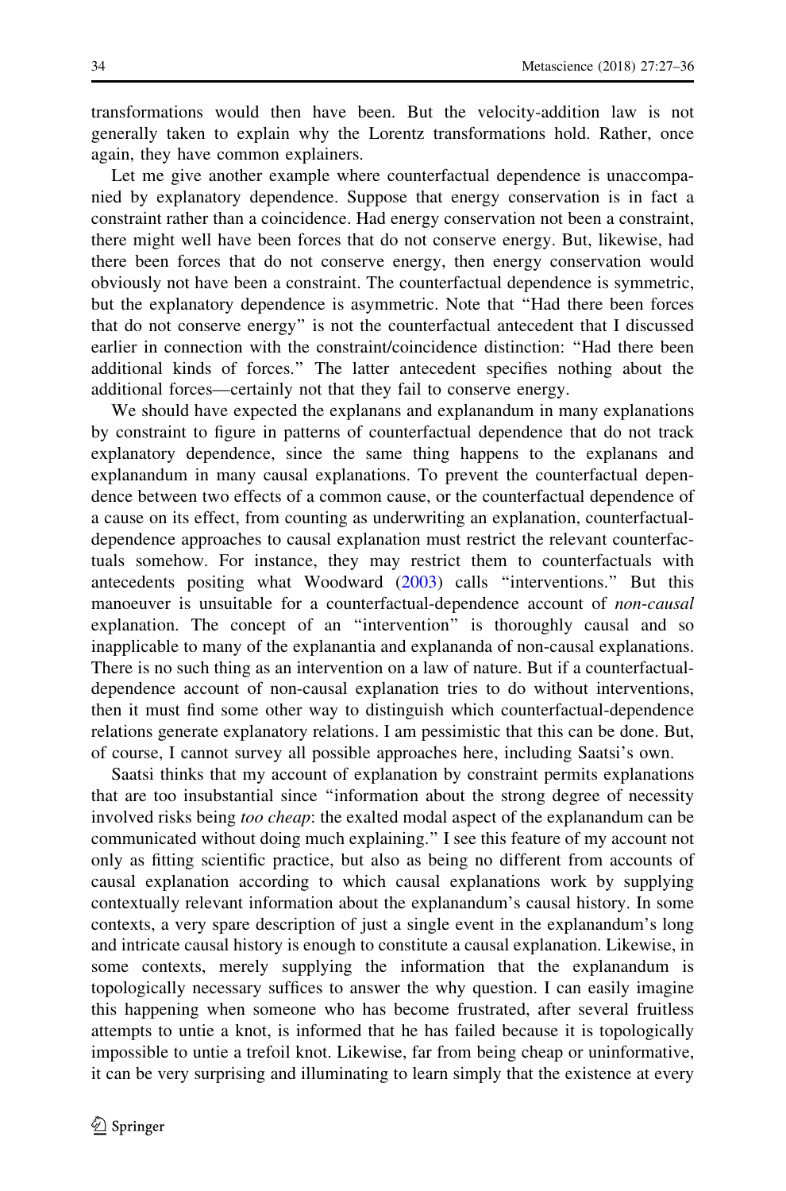transformations would then have been. But the velocity-addition law is not generally taken to explain why the Lorentz transformations hold. Rather, once again, they have common explainers.

Let me give another example where counterfactual dependence is unaccompanied by explanatory dependence. Suppose that energy conservation is in fact a constraint rather than a coincidence. Had energy conservation not been a constraint, there might well have been forces that do not conserve energy. But, likewise, had there been forces that do not conserve energy, then energy conservation would obviously not have been a constraint. The counterfactual dependence is symmetric, but the explanatory dependence is asymmetric. Note that "Had there been forces that do not conserve energy" is not the counterfactual antecedent that I discussed earlier in connection with the constraint/coincidence distinction: "Had there been additional kinds of forces." The latter antecedent specifies nothing about the additional forces—certainly not that they fail to conserve energy.

We should have expected the explanans and explanandum in many explanations by constraint to figure in patterns of counterfactual dependence that do not track explanatory dependence, since the same thing happens to the explanans and explanandum in many causal explanations. To prevent the counterfactual dependence between two effects of a common cause, or the counterfactual dependence of a cause on its effect, from counting as underwriting an explanation, counterfactual-dependence approaches to causal explanation must restrict the relevant counterfactuals somehow. For instance, they may restrict them to counterfactuals with antecedents positing what Woodward (2003) calls "interventions." But this manoeuver is unsuitable for a counterfactual-dependence account of *non-causal* explanation. The concept of an "intervention" is thoroughly causal and so inapplicable to many of the explanantia and explananda of non-causal explanations. There is no such thing as an intervention on a law of nature. But if a counterfactual-dependence account of non-causal explanation tries to do without interventions, then it must find some other way to distinguish which counterfactual-dependence relations generate explanatory relations. I am pessimistic that this can be done. But, of course, I cannot survey all possible approaches here, including Saatsi's own.

Saatsi thinks that my account of explanation by constraint permits explanations that are too insubstantial since "information about the strong degree of necessity involved risks being *too cheap*: the exalted modal aspect of the explanandum can be communicated without doing much explaining." I see this feature of my account not only as fitting scientific practice, but also as being no different from accounts of causal explanation according to which causal explanations work by supplying contextually relevant information about the explanandum's causal history. In some contexts, a very spare description of just a single event in the explanandum's long and intricate causal history is enough to constitute a causal explanation. Likewise, in some contexts, merely supplying the information that the explanandum is topologically necessary suffices to answer the why question. I can easily imagine this happening when someone who has become frustrated, after several fruitless attempts to untie a knot, is informed that he has failed because it is topologically impossible to untie a trefoil knot. Likewise, far from being cheap or uninformative, it can be very surprising and illuminating to learn simply that the existence at every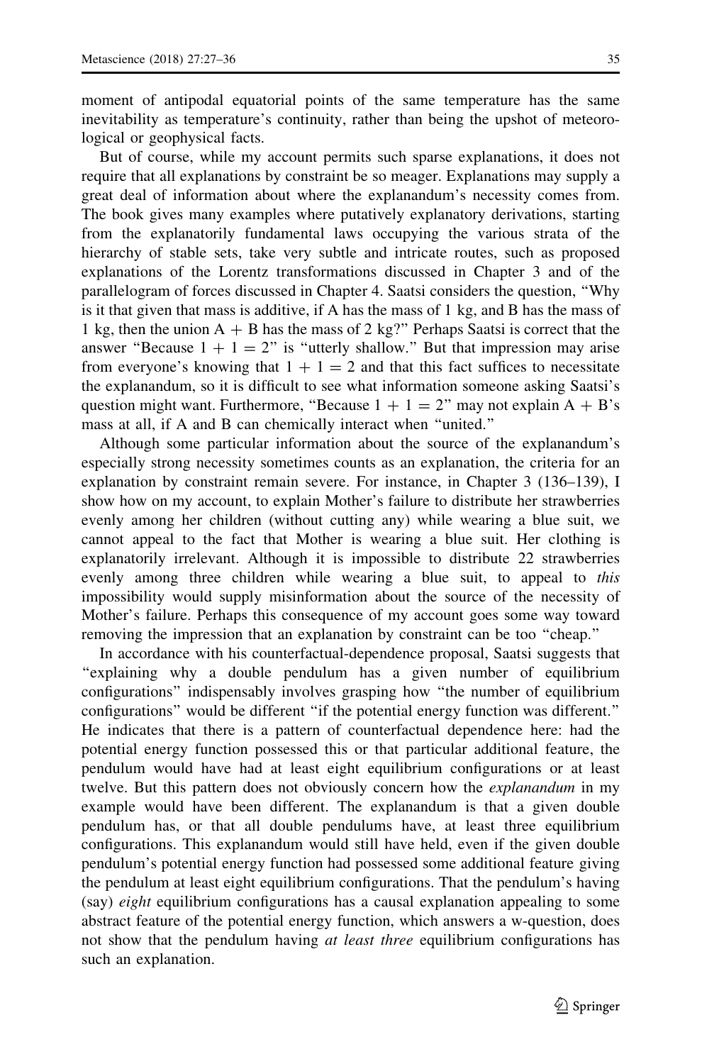moment of antipodal equatorial points of the same temperature has the same inevitability as temperature's continuity, rather than being the upshot of meteorological or geophysical facts.

But of course, while my account permits such sparse explanations, it does not require that all explanations by constraint be so meager. Explanations may supply a great deal of information about where the explanandum's necessity comes from. The book gives many examples where putatively explanatory derivations, starting from the explanatorily fundamental laws occupying the various strata of the hierarchy of stable sets, take very subtle and intricate routes, such as proposed explanations of the Lorentz transformations discussed in Chapter 3 and of the parallelogram of forces discussed in Chapter 4. Saatsi considers the question, "Why is it that given that mass is additive, if A has the mass of 1 kg, and B has the mass of 1 kg, then the union A + B has the mass of 2 kg?" Perhaps Saatsi is correct that the answer "Because $1 + 1 = 2$" is "utterly shallow." But that impression may arise from everyone's knowing that $1 + 1 = 2$ and that this fact suffices to necessitate the explanandum, so it is difficult to see what information someone asking Saatsi's question might want. Furthermore, "Because $1 + 1 = 2$" may not explain A + B's mass at all, if A and B can chemically interact when "united."

Although some particular information about the source of the explanandum's especially strong necessity sometimes counts as an explanation, the criteria for an explanation by constraint remain severe. For instance, in Chapter 3 (136–139), I show how on my account, to explain Mother's failure to distribute her strawberries evenly among her children (without cutting any) while wearing a blue suit, we cannot appeal to the fact that Mother is wearing a blue suit. Her clothing is explanatorily irrelevant. Although it is impossible to distribute 22 strawberries evenly among three children while wearing a blue suit, to appeal to *this* impossibility would supply misinformation about the source of the necessity of Mother's failure. Perhaps this consequence of my account goes some way toward removing the impression that an explanation by constraint can be too "cheap."

In accordance with his counterfactual-dependence proposal, Saatsi suggests that "explaining why a double pendulum has a given number of equilibrium configurations" indispensably involves grasping how "the number of equilibrium configurations" would be different "if the potential energy function was different." He indicates that there is a pattern of counterfactual dependence here: had the potential energy function possessed this or that particular additional feature, the pendulum would have had at least eight equilibrium configurations or at least twelve. But this pattern does not obviously concern how the *explanandum* in my example would have been different. The explanandum is that a given double pendulum has, or that all double pendulums have, at least three equilibrium configurations. This explanandum would still have held, even if the given double pendulum's potential energy function had possessed some additional feature giving the pendulum at least eight equilibrium configurations. That the pendulum's having (say) *eight* equilibrium configurations has a causal explanation appealing to some abstract feature of the potential energy function, which answers a w-question, does not show that the pendulum having *at least three* equilibrium configurations has such an explanation.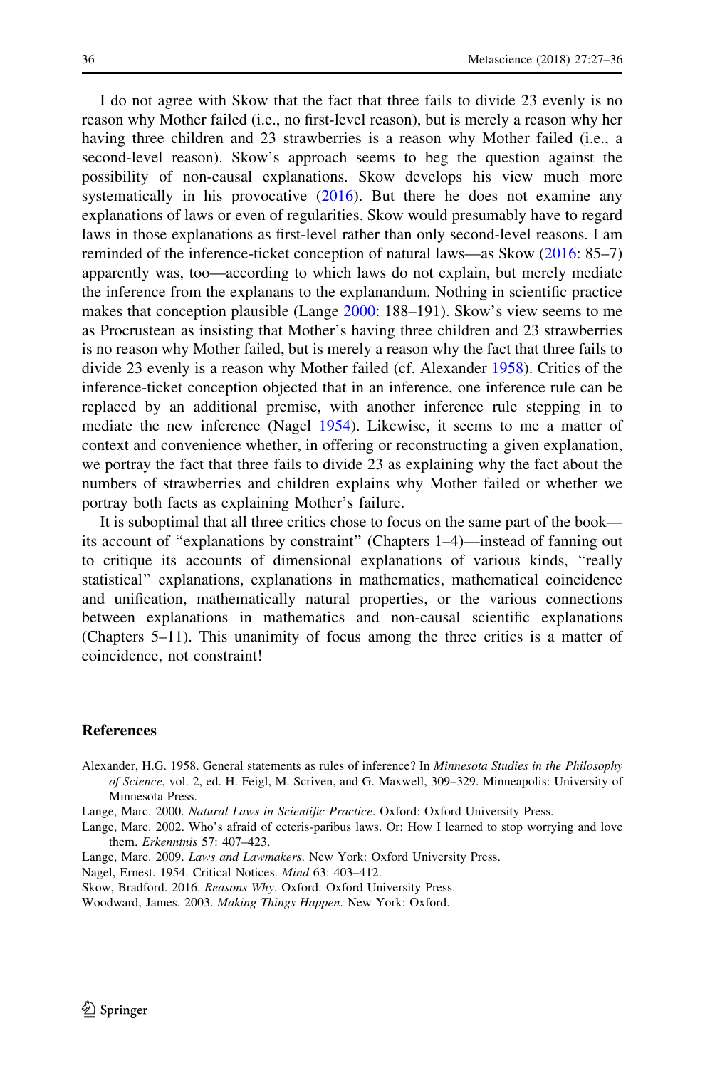I do not agree with Skow that the fact that three fails to divide 23 evenly is no reason why Mother failed (i.e., no first-level reason), but is merely a reason why her having three children and 23 strawberries is a reason why Mother failed (i.e., a second-level reason). Skow's approach seems to beg the question against the possibility of non-causal explanations. Skow develops his view much more systematically in his provocative (2016). But there he does not examine any explanations of laws or even of regularities. Skow would presumably have to regard laws in those explanations as first-level rather than only second-level reasons. I am reminded of the inference-ticket conception of natural laws—as Skow (2016: 85–7) apparently was, too—according to which laws do not explain, but merely mediate the inference from the explanans to the explanandum. Nothing in scientific practice makes that conception plausible (Lange 2000: 188–191). Skow's view seems to me as Procrustean as insisting that Mother's having three children and 23 strawberries is no reason why Mother failed, but is merely a reason why the fact that three fails to divide 23 evenly is a reason why Mother failed (cf. Alexander 1958). Critics of the inference-ticket conception objected that in an inference, one inference rule can be replaced by an additional premise, with another inference rule stepping in to mediate the new inference (Nagel 1954). Likewise, it seems to me a matter of context and convenience whether, in offering or reconstructing a given explanation, we portray the fact that three fails to divide 23 as explaining why the fact about the numbers of strawberries and children explains why Mother failed or whether we portray both facts as explaining Mother's failure.

It is suboptimal that all three critics chose to focus on the same part of the book—its account of "explanations by constraint" (Chapters 1–4)—instead of fanning out to critique its accounts of dimensional explanations of various kinds, "really statistical" explanations, explanations in mathematics, mathematical coincidence and unification, mathematically natural properties, or the various connections between explanations in mathematics and non-causal scientific explanations (Chapters 5–11). This unanimity of focus among the three critics is a matter of coincidence, not constraint!

## References

Alexander, H.G. 1958. General statements as rules of inference? In *Minnesota Studies in the Philosophy of Science*, vol. 2, ed. H. Feigl, M. Scriven, and G. Maxwell, 309–329. Minneapolis: University of Minnesota Press.

Lange, Marc. 2000. *Natural Laws in Scientific Practice*. Oxford: Oxford University Press.

Lange, Marc. 2002. Who's afraid of ceteris-paribus laws. Or: How I learned to stop worrying and love them. *Erkenntnis* 57: 407–423.

Lange, Marc. 2009. *Laws and Lawmakers*. New York: Oxford University Press.

Nagel, Ernest. 1954. Critical Notices. *Mind* 63: 403–412.

Skow, Bradford. 2016. *Reasons Why*. Oxford: Oxford University Press.

Woodward, James. 2003. *Making Things Happen*. New York: Oxford.